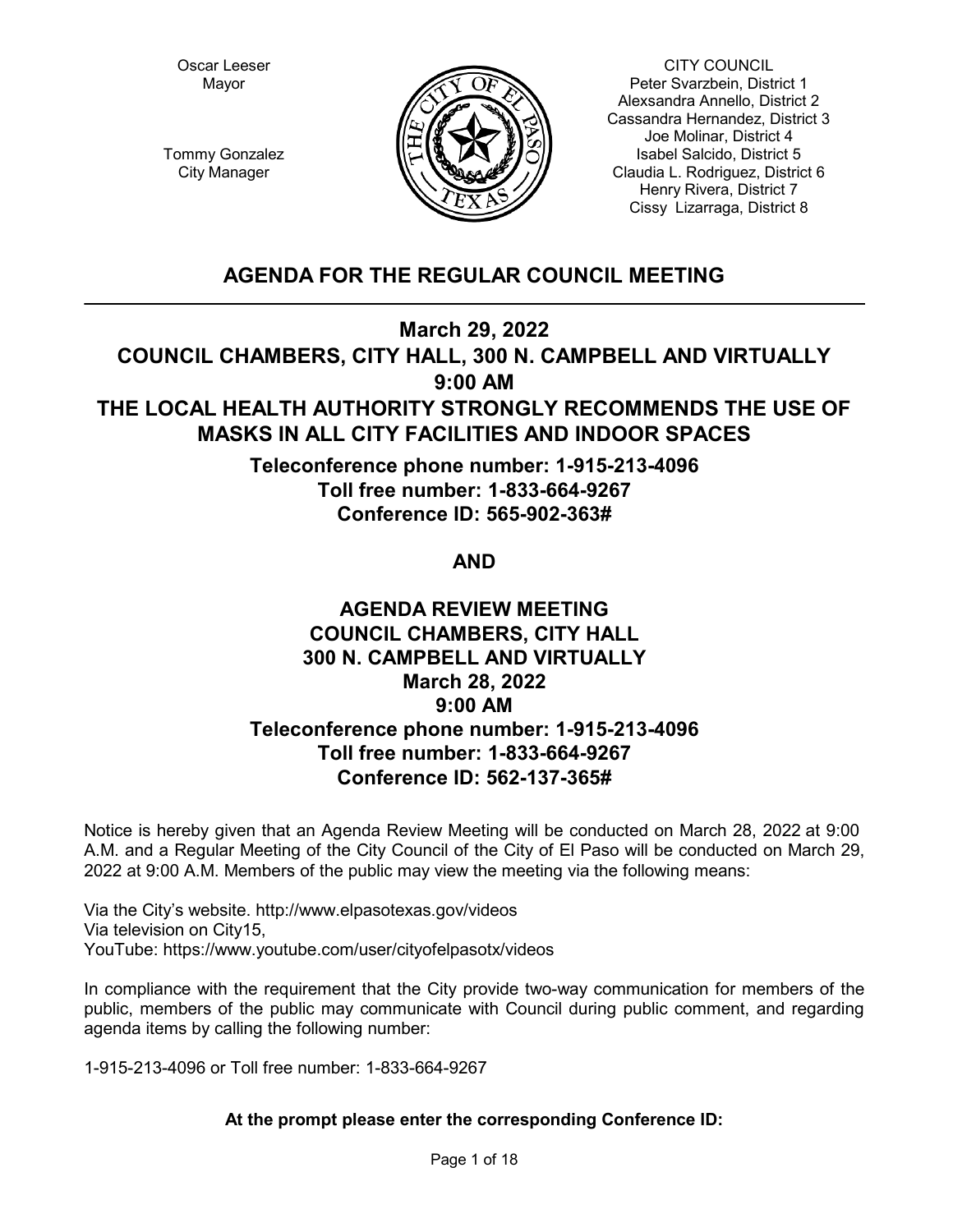Oscar Leeser
Mayor

Tommy Gonzalez
City Manager

CITY COUNCIL
Peter Svarzbein, District 1
Alexsandra Annello, District 2
Cassandra Hernandez, District 3
Joe Molinar, District 4
Isabel Salcido, District 5
Claudia L. Rodriguez, District 6
Henry Rivera, District 7
Cissy Lizarraga, District 8

## AGENDA FOR THE REGULAR COUNCIL MEETING

**March 29, 2022**
**COUNCIL CHAMBERS, CITY HALL, 300 N. CAMPBELL AND VIRTUALLY**
**9:00 AM**
**THE LOCAL HEALTH AUTHORITY STRONGLY RECOMMENDS THE USE OF MASKS IN ALL CITY FACILITIES AND INDOOR SPACES**

**Teleconference phone number: 1-915-213-4096**
**Toll free number: 1-833-664-9267**
**Conference ID: 565-902-363#**

**AND**

**AGENDA REVIEW MEETING**
**COUNCIL CHAMBERS, CITY HALL**
**300 N. CAMPBELL AND VIRTUALLY**
**March 28, 2022**
**9:00 AM**
**Teleconference phone number: 1-915-213-4096**
**Toll free number: 1-833-664-9267**
**Conference ID: 562-137-365#**

Notice is hereby given that an Agenda Review Meeting will be conducted on March 28, 2022 at 9:00 A.M. and a Regular Meeting of the City Council of the City of El Paso will be conducted on March 29, 2022 at 9:00 A.M. Members of the public may view the meeting via the following means:

Via the City's website. http://www.elpasotexas.gov/videos
Via television on City15,
YouTube: https://www.youtube.com/user/cityofelpasotx/videos

In compliance with the requirement that the City provide two-way communication for members of the public, members of the public may communicate with Council during public comment, and regarding agenda items by calling the following number:

1-915-213-4096 or Toll free number: 1-833-664-9267

**At the prompt please enter the corresponding Conference ID:**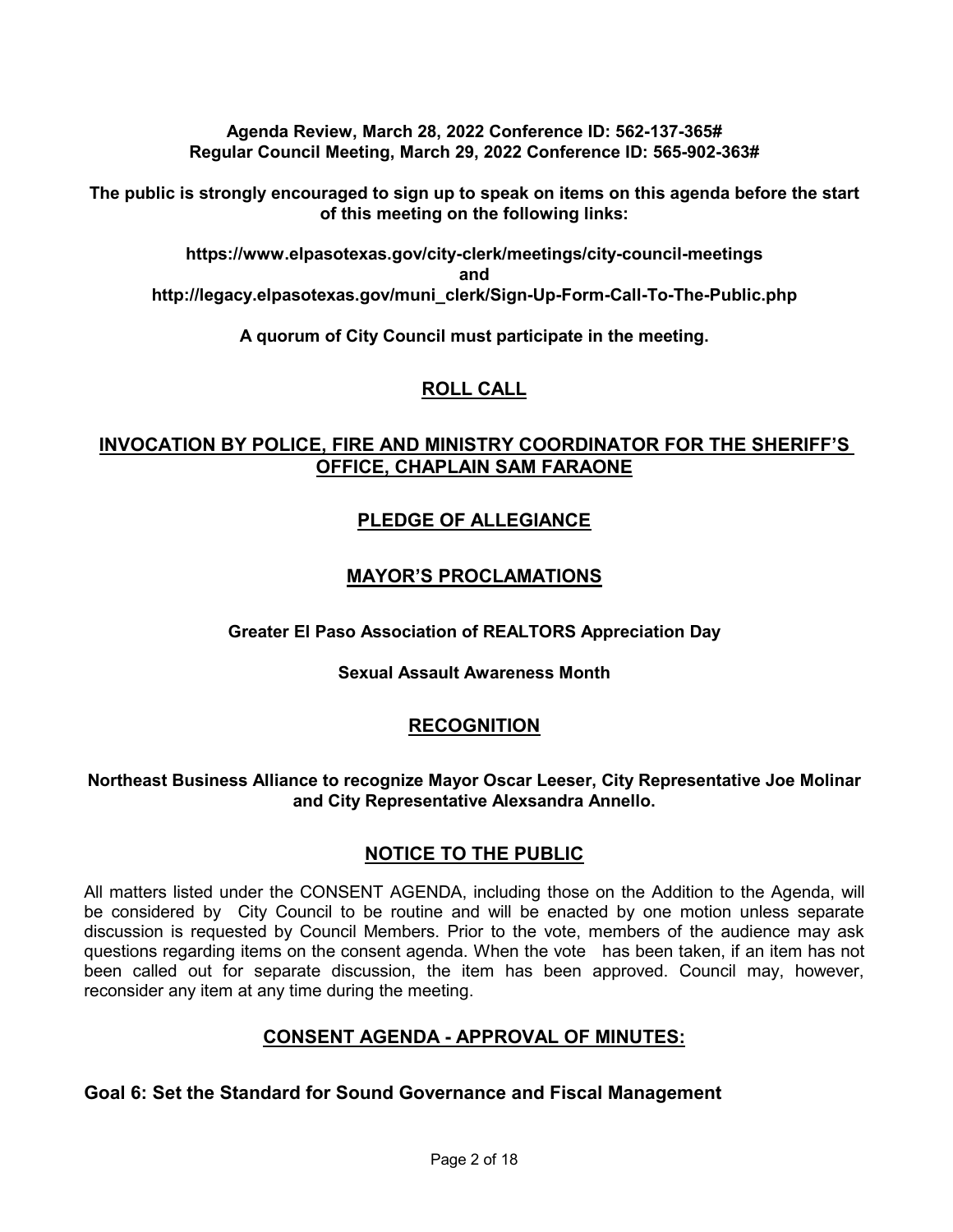**Agenda Review, March 28, 2022 Conference ID: 562-137-365#**
**Regular Council Meeting, March 29, 2022 Conference ID: 565-902-363#**

**The public is strongly encouraged to sign up to speak on items on this agenda before the start of this meeting on the following links:**

**https://www.elpasotexas.gov/city-clerk/meetings/city-council-meetings**
**and**
**http://legacy.elpasotexas.gov/muni_clerk/Sign-Up-Form-Call-To-The-Public.php**

**A quorum of City Council must participate in the meeting.**

## ROLL CALL

## INVOCATION BY POLICE, FIRE AND MINISTRY COORDINATOR FOR THE SHERIFF'S OFFICE, CHAPLAIN SAM FARAONE

## PLEDGE OF ALLEGIANCE

## MAYOR'S PROCLAMATIONS

**Greater El Paso Association of REALTORS Appreciation Day**

**Sexual Assault Awareness Month**

## RECOGNITION

**Northeast Business Alliance to recognize Mayor Oscar Leeser, City Representative Joe Molinar and City Representative Alexsandra Annello.**

## NOTICE TO THE PUBLIC

All matters listed under the CONSENT AGENDA, including those on the Addition to the Agenda, will be considered by City Council to be routine and will be enacted by one motion unless separate discussion is requested by Council Members. Prior to the vote, members of the audience may ask questions regarding items on the consent agenda. When the vote has been taken, if an item has not been called out for separate discussion, the item has been approved. Council may, however, reconsider any item at any time during the meeting.

## CONSENT AGENDA - APPROVAL OF MINUTES:

### Goal 6: Set the Standard for Sound Governance and Fiscal Management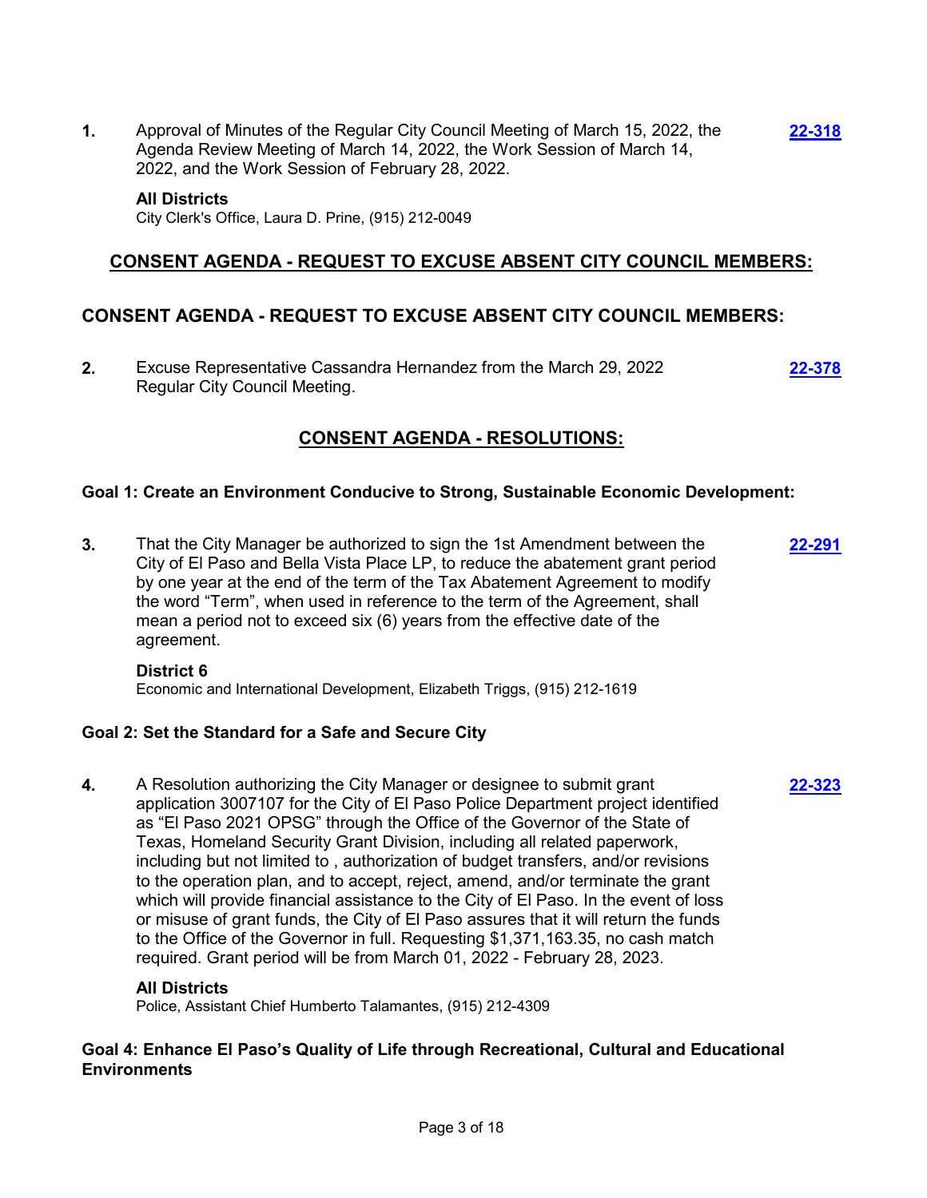**1.** Approval of Minutes of the Regular City Council Meeting of March 15, 2022, the Agenda Review Meeting of March 14, 2022, the Work Session of March 14, 2022, and the Work Session of February 28, 2022. **22-318**

**All Districts**
City Clerk's Office, Laura D. Prine, (915) 212-0049

## CONSENT AGENDA - REQUEST TO EXCUSE ABSENT CITY COUNCIL MEMBERS:

### CONSENT AGENDA - REQUEST TO EXCUSE ABSENT CITY COUNCIL MEMBERS:

**2.** Excuse Representative Cassandra Hernandez from the March 29, 2022 Regular City Council Meeting. **22-378**

## CONSENT AGENDA - RESOLUTIONS:

### Goal 1: Create an Environment Conducive to Strong, Sustainable Economic Development:

**3.** That the City Manager be authorized to sign the 1st Amendment between the City of El Paso and Bella Vista Place LP, to reduce the abatement grant period by one year at the end of the term of the Tax Abatement Agreement to modify the word "Term", when used in reference to the term of the Agreement, shall mean a period not to exceed six (6) years from the effective date of the agreement. **22-291**

**District 6**
Economic and International Development, Elizabeth Triggs, (915) 212-1619

### Goal 2: Set the Standard for a Safe and Secure City

**4.** A Resolution authorizing the City Manager or designee to submit grant application 3007107 for the City of El Paso Police Department project identified as "El Paso 2021 OPSG" through the Office of the Governor of the State of Texas, Homeland Security Grant Division, including all related paperwork, including but not limited to , authorization of budget transfers, and/or revisions to the operation plan, and to accept, reject, amend, and/or terminate the grant which will provide financial assistance to the City of El Paso. In the event of loss or misuse of grant funds, the City of El Paso assures that it will return the funds to the Office of the Governor in full. Requesting $1,371,163.35, no cash match required. Grant period will be from March 01, 2022 - February 28, 2023. **22-323**

**All Districts**
Police, Assistant Chief Humberto Talamantes, (915) 212-4309

### Goal 4: Enhance El Paso's Quality of Life through Recreational, Cultural and Educational Environments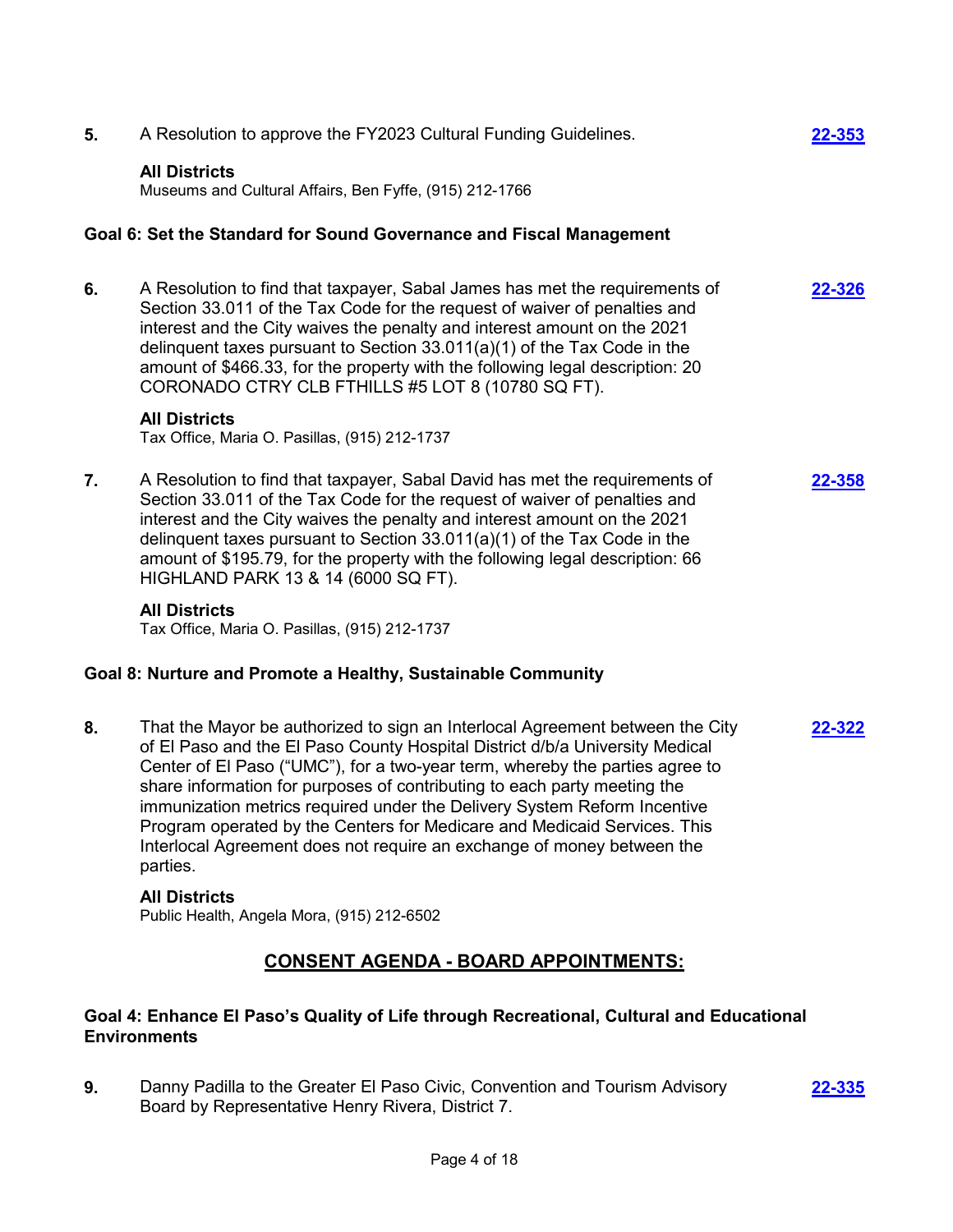5. A Resolution to approve the FY2023 Cultural Funding Guidelines. **22-353**

**All Districts**
Museums and Cultural Affairs, Ben Fyffe, (915) 212-1766

### Goal 6: Set the Standard for Sound Governance and Fiscal Management

6. A Resolution to find that taxpayer, Sabal James has met the requirements of Section 33.011 of the Tax Code for the request of waiver of penalties and interest and the City waives the penalty and interest amount on the 2021 delinquent taxes pursuant to Section 33.011(a)(1) of the Tax Code in the amount of $466.33, for the property with the following legal description: 20 CORONADO CTRY CLB FTHILLS #5 LOT 8 (10780 SQ FT). **22-326**

**All Districts**
Tax Office, Maria O. Pasillas, (915) 212-1737

7. A Resolution to find that taxpayer, Sabal David has met the requirements of Section 33.011 of the Tax Code for the request of waiver of penalties and interest and the City waives the penalty and interest amount on the 2021 delinquent taxes pursuant to Section 33.011(a)(1) of the Tax Code in the amount of $195.79, for the property with the following legal description: 66 HIGHLAND PARK 13 & 14 (6000 SQ FT). **22-358**

**All Districts**
Tax Office, Maria O. Pasillas, (915) 212-1737

### Goal 8: Nurture and Promote a Healthy, Sustainable Community

8. That the Mayor be authorized to sign an Interlocal Agreement between the City of El Paso and the El Paso County Hospital District d/b/a University Medical Center of El Paso ("UMC"), for a two-year term, whereby the parties agree to share information for purposes of contributing to each party meeting the immunization metrics required under the Delivery System Reform Incentive Program operated by the Centers for Medicare and Medicaid Services. This Interlocal Agreement does not require an exchange of money between the parties. **22-322**

**All Districts**
Public Health, Angela Mora, (915) 212-6502

## CONSENT AGENDA - BOARD APPOINTMENTS:

### Goal 4: Enhance El Paso's Quality of Life through Recreational, Cultural and Educational Environments

9. Danny Padilla to the Greater El Paso Civic, Convention and Tourism Advisory Board by Representative Henry Rivera, District 7. **22-335**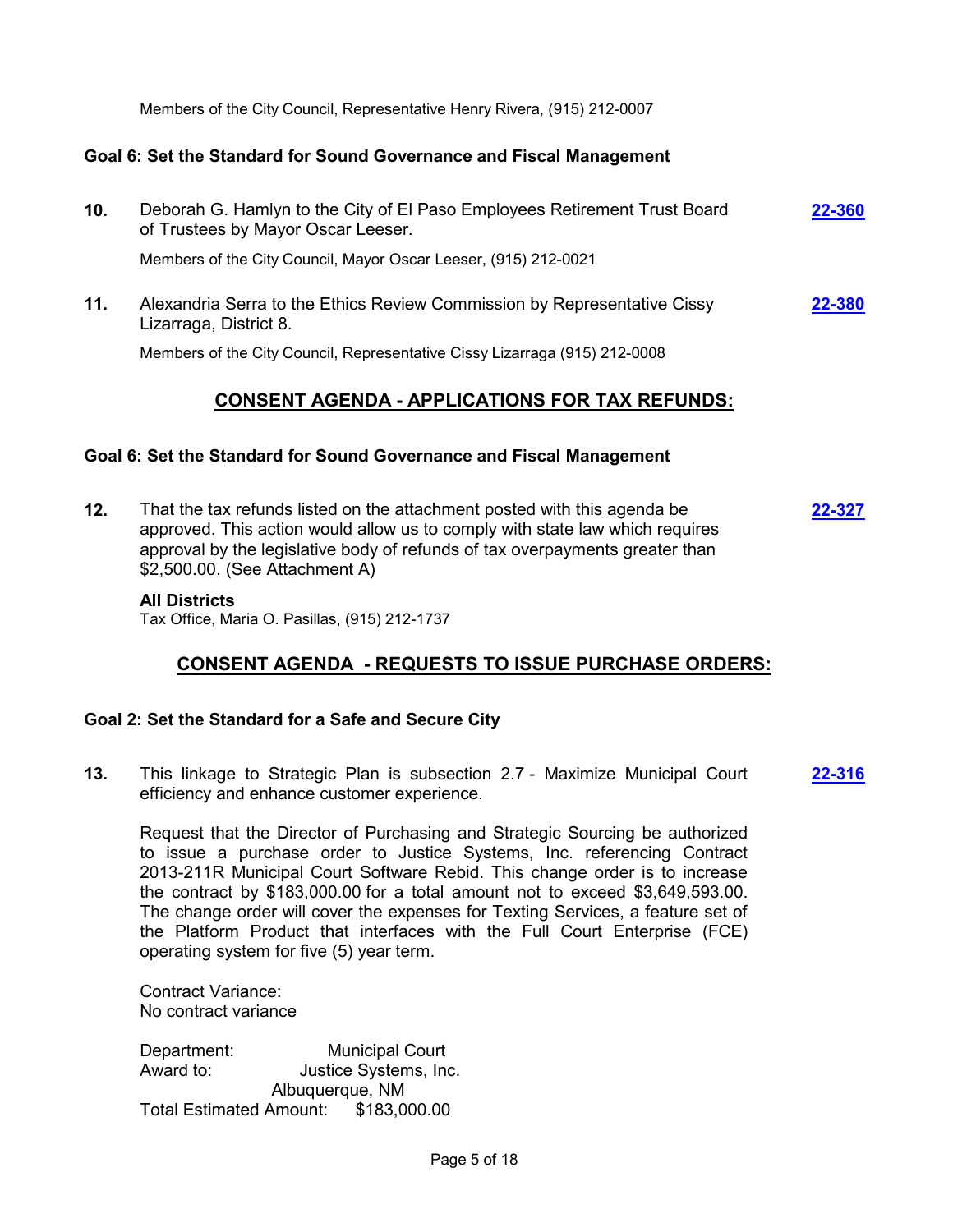Members of the City Council, Representative Henry Rivera, (915) 212-0007

**Goal 6: Set the Standard for Sound Governance and Fiscal Management**

**10.** Deborah G. Hamlyn to the City of El Paso Employees Retirement Trust Board of Trustees by Mayor Oscar Leeser. **22-360**

Members of the City Council, Mayor Oscar Leeser, (915) 212-0021

**11.** Alexandria Serra to the Ethics Review Commission by Representative Cissy Lizarraga, District 8. **22-380**

Members of the City Council, Representative Cissy Lizarraga (915) 212-0008

## CONSENT AGENDA - APPLICATIONS FOR TAX REFUNDS:

**Goal 6: Set the Standard for Sound Governance and Fiscal Management**

**12.** That the tax refunds listed on the attachment posted with this agenda be approved. This action would allow us to comply with state law which requires approval by the legislative body of refunds of tax overpayments greater than $2,500.00. (See Attachment A) **22-327**

**All Districts**
Tax Office, Maria O. Pasillas, (915) 212-1737

## CONSENT AGENDA - REQUESTS TO ISSUE PURCHASE ORDERS:

**Goal 2: Set the Standard for a Safe and Secure City**

**13.** This linkage to Strategic Plan is subsection 2.7 - Maximize Municipal Court efficiency and enhance customer experience. **22-316**

Request that the Director of Purchasing and Strategic Sourcing be authorized to issue a purchase order to Justice Systems, Inc. referencing Contract 2013-211R Municipal Court Software Rebid. This change order is to increase the contract by $183,000.00 for a total amount not to exceed $3,649,593.00. The change order will cover the expenses for Texting Services, a feature set of the Platform Product that interfaces with the Full Court Enterprise (FCE) operating system for five (5) year term.

Contract Variance:
No contract variance

Department: Municipal Court
Award to: Justice Systems, Inc.
Albuquerque, NM
Total Estimated Amount: $183,000.00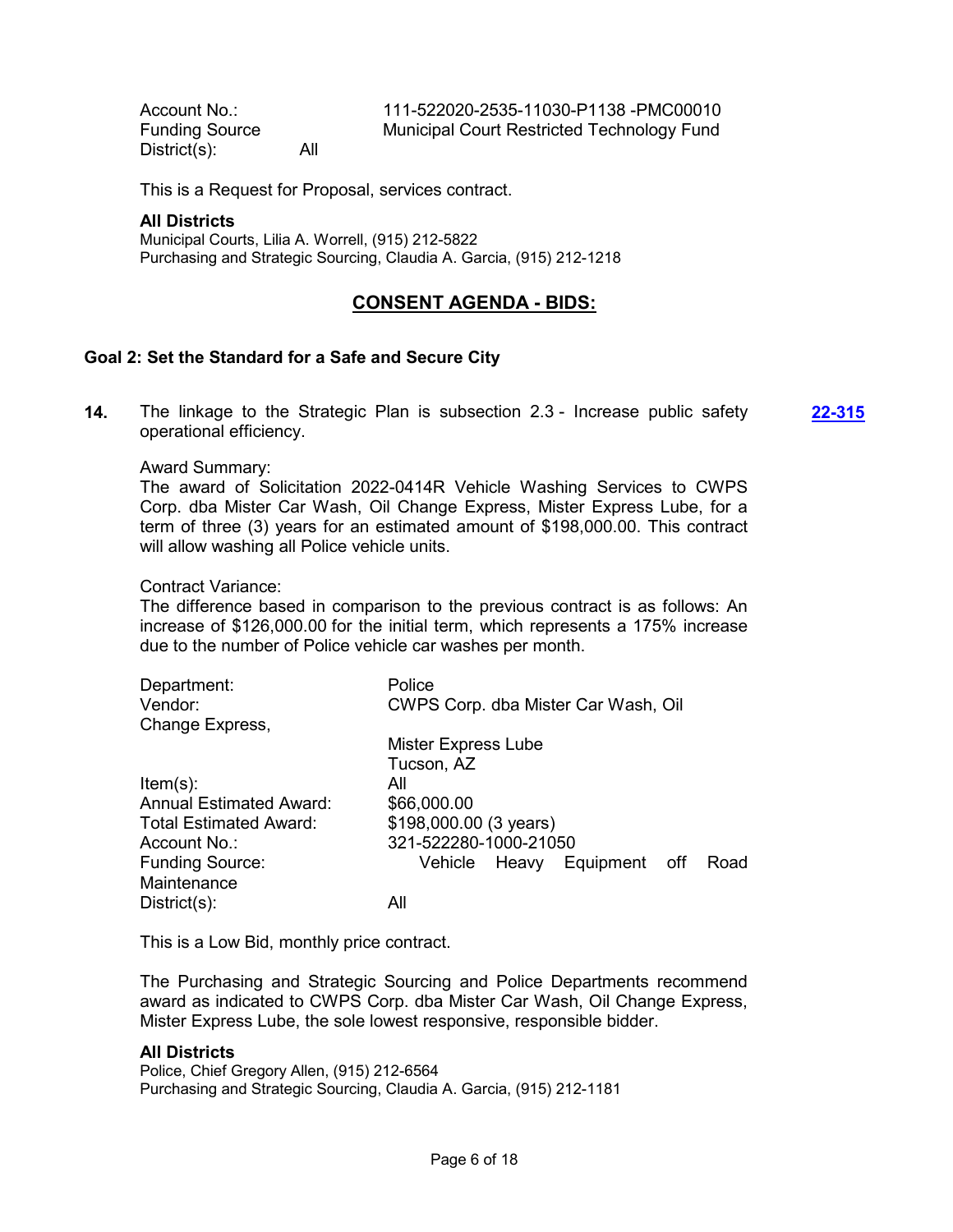| | |
|---|---|
| Account No.: | 111-522020-2535-11030-P1138 -PMC00010 |
| Funding Source | Municipal Court Restricted Technology Fund |
| District(s): | All |

This is a Request for Proposal, services contract.

**All Districts**
Municipal Courts, Lilia A. Worrell, (915) 212-5822
Purchasing and Strategic Sourcing, Claudia A. Garcia, (915) 212-1218

## CONSENT AGENDA - BIDS:

### Goal 2: Set the Standard for a Safe and Secure City

**14.** The linkage to the Strategic Plan is subsection 2.3 - Increase public safety operational efficiency. **22-315**

Award Summary:
The award of Solicitation 2022-0414R Vehicle Washing Services to CWPS Corp. dba Mister Car Wash, Oil Change Express, Mister Express Lube, for a term of three (3) years for an estimated amount of $198,000.00. This contract will allow washing all Police vehicle units.

Contract Variance:
The difference based in comparison to the previous contract is as follows: An increase of $126,000.00 for the initial term, which represents a 175% increase due to the number of Police vehicle car washes per month.

| | |
|---|---|
| Department: | Police |
| Vendor: | CWPS Corp. dba Mister Car Wash, Oil Change Express, Mister Express Lube, Tucson, AZ |
| Item(s): | All |
| Annual Estimated Award: | $66,000.00 |
| Total Estimated Award: | $198,000.00 (3 years) |
| Account No.: | 321-522280-1000-21050 |
| Funding Source: | Vehicle Heavy Equipment off Road Maintenance |
| District(s): | All |

This is a Low Bid, monthly price contract.

The Purchasing and Strategic Sourcing and Police Departments recommend award as indicated to CWPS Corp. dba Mister Car Wash, Oil Change Express, Mister Express Lube, the sole lowest responsive, responsible bidder.

**All Districts**
Police, Chief Gregory Allen, (915) 212-6564
Purchasing and Strategic Sourcing, Claudia A. Garcia, (915) 212-1181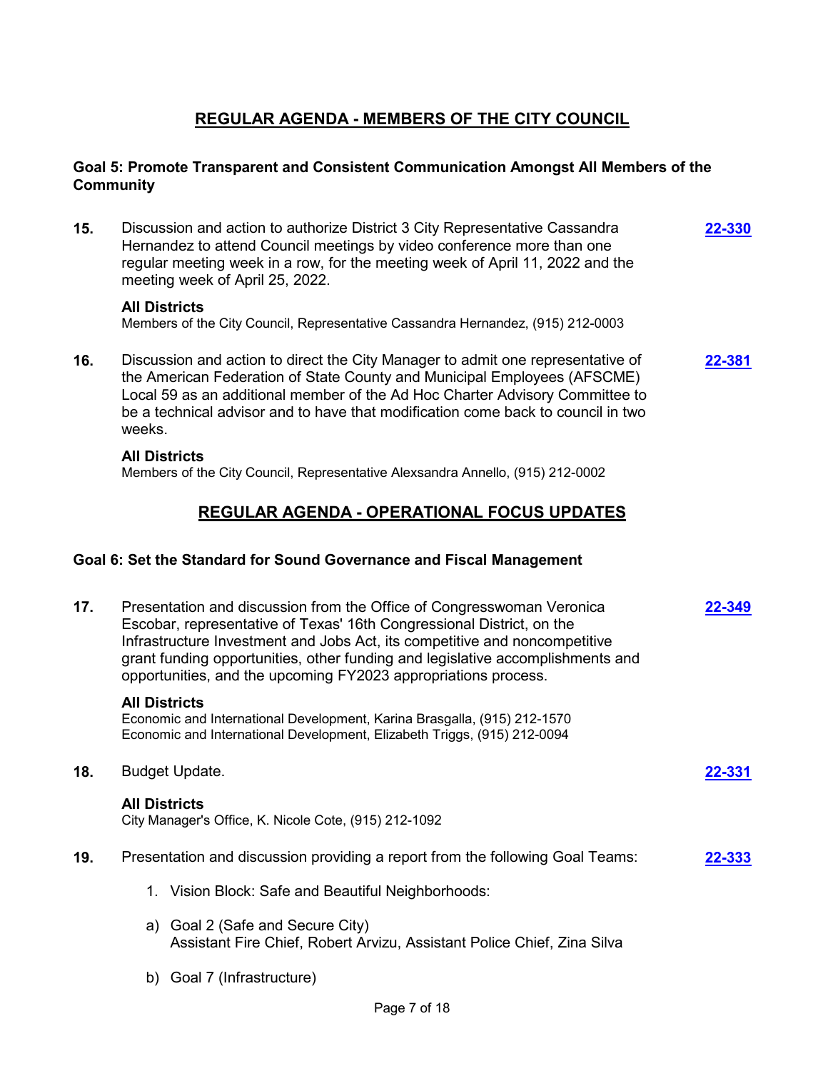## REGULAR AGENDA - MEMBERS OF THE CITY COUNCIL

### Goal 5: Promote Transparent and Consistent Communication Amongst All Members of the Community

**15.** Discussion and action to authorize District 3 City Representative Cassandra Hernandez to attend Council meetings by video conference more than one regular meeting week in a row, for the meeting week of April 11, 2022 and the meeting week of April 25, 2022. **22-330**

**All Districts**
Members of the City Council, Representative Cassandra Hernandez, (915) 212-0003

**16.** Discussion and action to direct the City Manager to admit one representative of the American Federation of State County and Municipal Employees (AFSCME) Local 59 as an additional member of the Ad Hoc Charter Advisory Committee to be a technical advisor and to have that modification come back to council in two weeks. **22-381**

**All Districts**
Members of the City Council, Representative Alexsandra Annello, (915) 212-0002

## REGULAR AGENDA - OPERATIONAL FOCUS UPDATES

### Goal 6: Set the Standard for Sound Governance and Fiscal Management

**17.** Presentation and discussion from the Office of Congresswoman Veronica Escobar, representative of Texas' 16th Congressional District, on the Infrastructure Investment and Jobs Act, its competitive and noncompetitive grant funding opportunities, other funding and legislative accomplishments and opportunities, and the upcoming FY2023 appropriations process. **22-349**

**All Districts**
Economic and International Development, Karina Brasgalla, (915) 212-1570
Economic and International Development, Elizabeth Triggs, (915) 212-0094

**18.** Budget Update. **22-331**

**All Districts**
City Manager's Office, K. Nicole Cote, (915) 212-1092

**19.** Presentation and discussion providing a report from the following Goal Teams: **22-333**

1. Vision Block: Safe and Beautiful Neighborhoods:

a) Goal 2 (Safe and Secure City)
Assistant Fire Chief, Robert Arvizu, Assistant Police Chief, Zina Silva

b) Goal 7 (Infrastructure)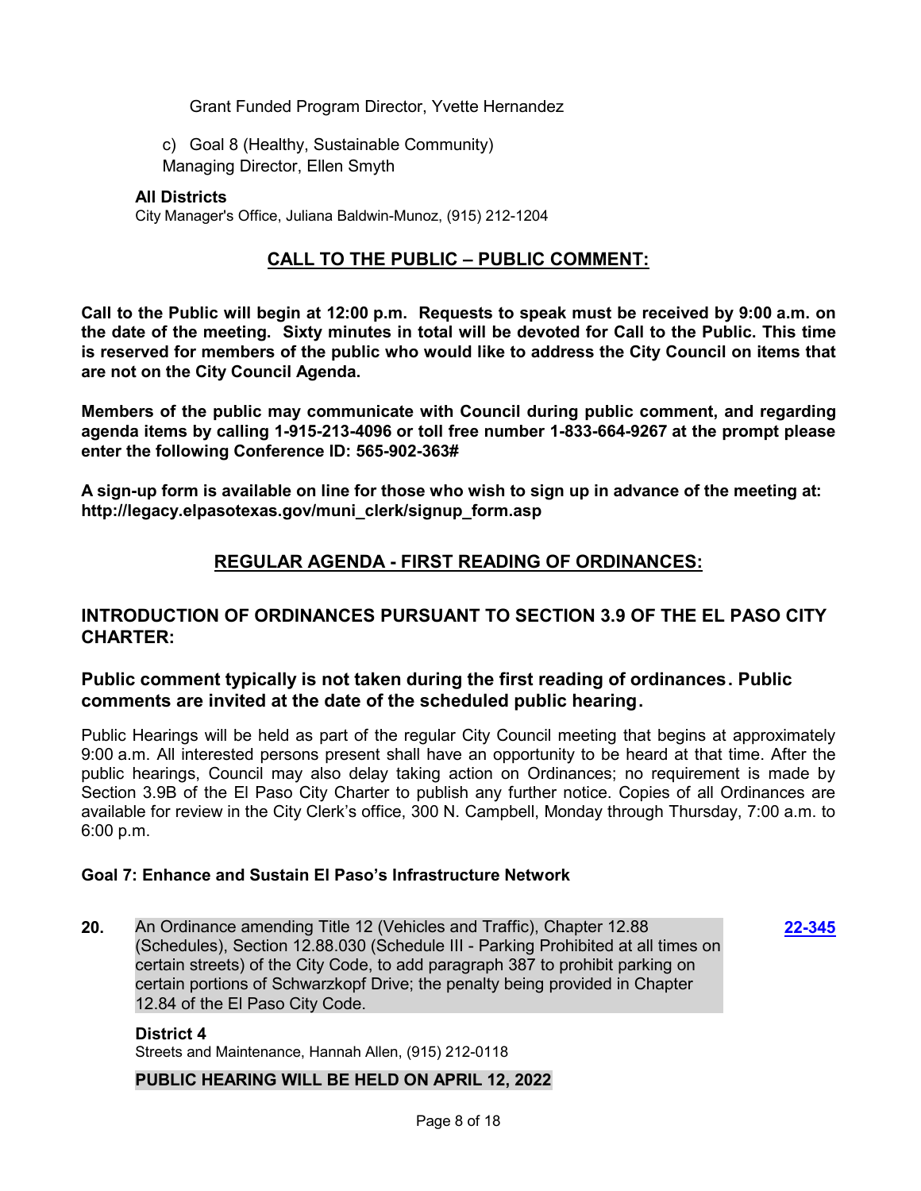Grant Funded Program Director, Yvette Hernandez

c) Goal 8 (Healthy, Sustainable Community)
Managing Director, Ellen Smyth

**All Districts**
City Manager's Office, Juliana Baldwin-Munoz, (915) 212-1204

## CALL TO THE PUBLIC – PUBLIC COMMENT:

**Call to the Public will begin at 12:00 p.m. Requests to speak must be received by 9:00 a.m. on the date of the meeting. Sixty minutes in total will be devoted for Call to the Public. This time is reserved for members of the public who would like to address the City Council on items that are not on the City Council Agenda.**

**Members of the public may communicate with Council during public comment, and regarding agenda items by calling 1-915-213-4096 or toll free number 1-833-664-9267 at the prompt please enter the following Conference ID: 565-902-363#**

**A sign-up form is available on line for those who wish to sign up in advance of the meeting at: http://legacy.elpasotexas.gov/muni_clerk/signup_form.asp**

## REGULAR AGENDA - FIRST READING OF ORDINANCES:

### INTRODUCTION OF ORDINANCES PURSUANT TO SECTION 3.9 OF THE EL PASO CITY CHARTER:

### Public comment typically is not taken during the first reading of ordinances. Public comments are invited at the date of the scheduled public hearing.

Public Hearings will be held as part of the regular City Council meeting that begins at approximately 9:00 a.m. All interested persons present shall have an opportunity to be heard at that time. After the public hearings, Council may also delay taking action on Ordinances; no requirement is made by Section 3.9B of the El Paso City Charter to publish any further notice. Copies of all Ordinances are available for review in the City Clerk's office, 300 N. Campbell, Monday through Thursday, 7:00 a.m. to 6:00 p.m.

**Goal 7: Enhance and Sustain El Paso's Infrastructure Network**

**20.** An Ordinance amending Title 12 (Vehicles and Traffic), Chapter 12.88 (Schedules), Section 12.88.030 (Schedule III - Parking Prohibited at all times on certain streets) of the City Code, to add paragraph 387 to prohibit parking on certain portions of Schwarzkopf Drive; the penalty being provided in Chapter 12.84 of the El Paso City Code. **22-345**

**District 4**
Streets and Maintenance, Hannah Allen, (915) 212-0118

**PUBLIC HEARING WILL BE HELD ON APRIL 12, 2022**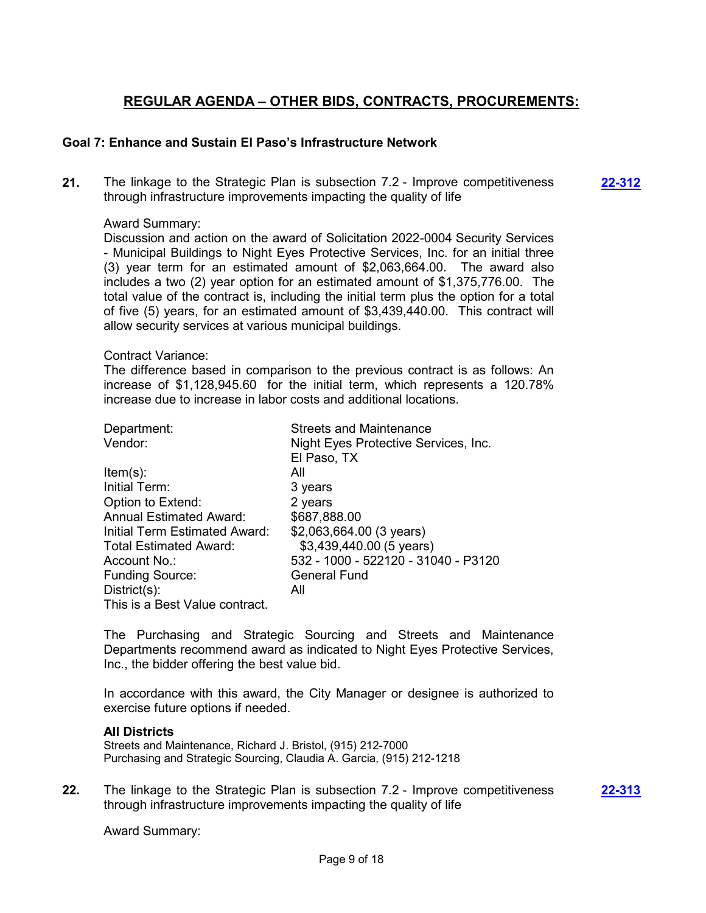## REGULAR AGENDA – OTHER BIDS, CONTRACTS, PROCUREMENTS:

### Goal 7: Enhance and Sustain El Paso's Infrastructure Network

**21.** The linkage to the Strategic Plan is subsection 7.2 - Improve competitiveness through infrastructure improvements impacting the quality of life **22-312**

Award Summary:
Discussion and action on the award of Solicitation 2022-0004 Security Services - Municipal Buildings to Night Eyes Protective Services, Inc. for an initial three (3) year term for an estimated amount of $2,063,664.00. The award also includes a two (2) year option for an estimated amount of $1,375,776.00. The total value of the contract is, including the initial term plus the option for a total of five (5) years, for an estimated amount of $3,439,440.00. This contract will allow security services at various municipal buildings.

Contract Variance:
The difference based in comparison to the previous contract is as follows: An increase of $1,128,945.60 for the initial term, which represents a 120.78% increase due to increase in labor costs and additional locations.

| | |
|---|---|
| Department: | Streets and Maintenance |
| Vendor: | Night Eyes Protective Services, Inc.<br>El Paso, TX |
| Item(s): | All |
| Initial Term: | 3 years |
| Option to Extend: | 2 years |
| Annual Estimated Award: | $687,888.00 |
| Initial Term Estimated Award: | $2,063,664.00 (3 years) |
| Total Estimated Award: | $3,439,440.00 (5 years) |
| Account No.: | 532 - 1000 - 522120 - 31040 - P3120 |
| Funding Source: | General Fund |
| District(s): | All |

This is a Best Value contract.

The Purchasing and Strategic Sourcing and Streets and Maintenance Departments recommend award as indicated to Night Eyes Protective Services, Inc., the bidder offering the best value bid.

In accordance with this award, the City Manager or designee is authorized to exercise future options if needed.

**All Districts**
Streets and Maintenance, Richard J. Bristol, (915) 212-7000
Purchasing and Strategic Sourcing, Claudia A. Garcia, (915) 212-1218

**22.** The linkage to the Strategic Plan is subsection 7.2 - Improve competitiveness through infrastructure improvements impacting the quality of life **22-313**

Award Summary: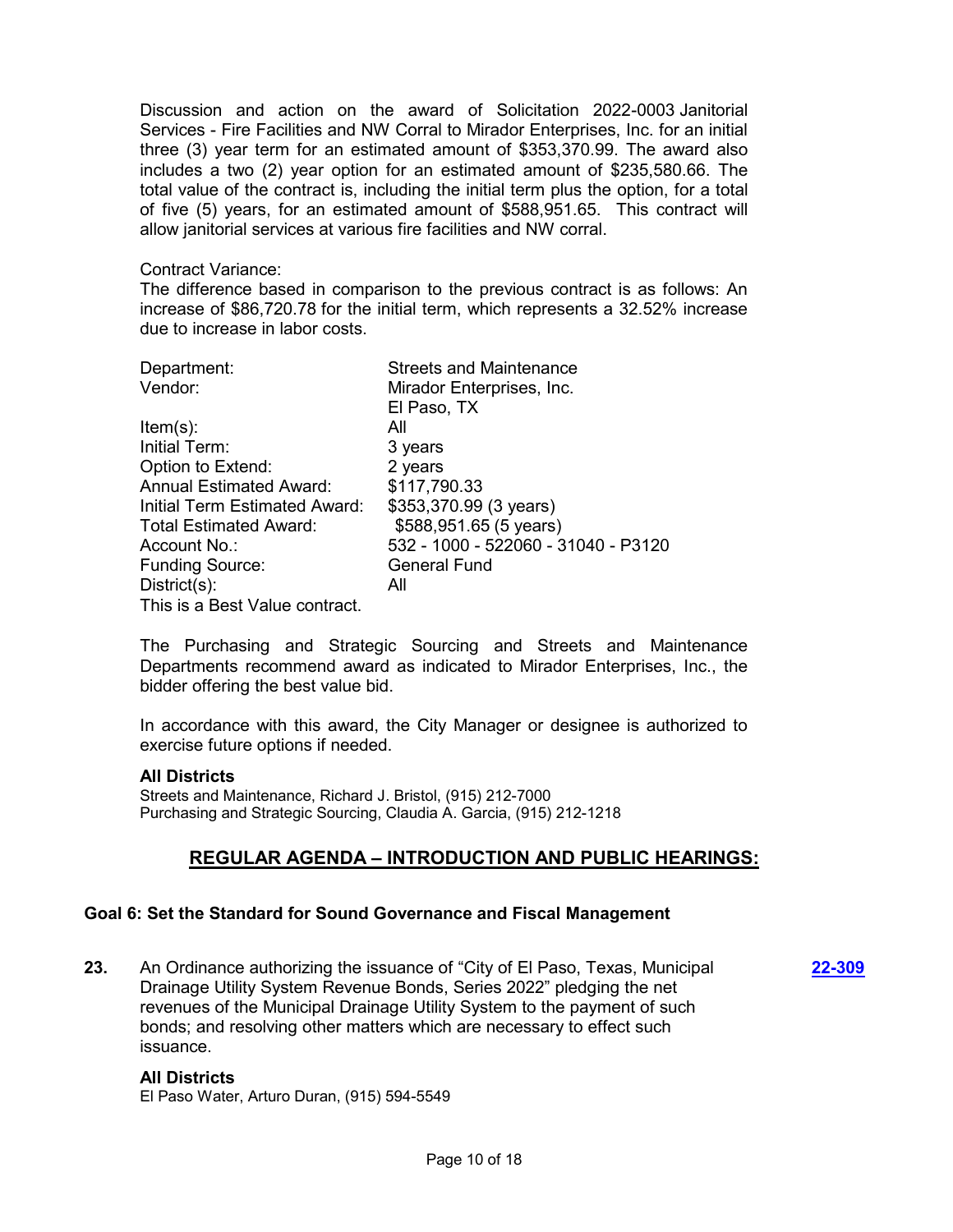Discussion and action on the award of Solicitation 2022-0003 Janitorial Services - Fire Facilities and NW Corral to Mirador Enterprises, Inc. for an initial three (3) year term for an estimated amount of $353,370.99. The award also includes a two (2) year option for an estimated amount of $235,580.66. The total value of the contract is, including the initial term plus the option, for a total of five (5) years, for an estimated amount of $588,951.65. This contract will allow janitorial services at various fire facilities and NW corral.

Contract Variance:
The difference based in comparison to the previous contract is as follows: An increase of $86,720.78 for the initial term, which represents a 32.52% increase due to increase in labor costs.

| | |
|---|---|
| Department: | Streets and Maintenance |
| Vendor: | Mirador Enterprises, Inc.<br>El Paso, TX |
| Item(s): | All |
| Initial Term: | 3 years |
| Option to Extend: | 2 years |
| Annual Estimated Award: | $117,790.33 |
| Initial Term Estimated Award: | $353,370.99 (3 years) |
| Total Estimated Award: | $588,951.65 (5 years) |
| Account No.: | 532 - 1000 - 522060 - 31040 - P3120 |
| Funding Source: | General Fund |
| District(s): | All |

This is a Best Value contract.

The Purchasing and Strategic Sourcing and Streets and Maintenance Departments recommend award as indicated to Mirador Enterprises, Inc., the bidder offering the best value bid.

In accordance with this award, the City Manager or designee is authorized to exercise future options if needed.

**All Districts**
Streets and Maintenance, Richard J. Bristol, (915) 212-7000
Purchasing and Strategic Sourcing, Claudia A. Garcia, (915) 212-1218

## REGULAR AGENDA – INTRODUCTION AND PUBLIC HEARINGS:

### Goal 6: Set the Standard for Sound Governance and Fiscal Management

**23.** An Ordinance authorizing the issuance of "City of El Paso, Texas, Municipal Drainage Utility System Revenue Bonds, Series 2022" pledging the net revenues of the Municipal Drainage Utility System to the payment of such bonds; and resolving other matters which are necessary to effect such issuance. **22-309**

**All Districts**
El Paso Water, Arturo Duran, (915) 594-5549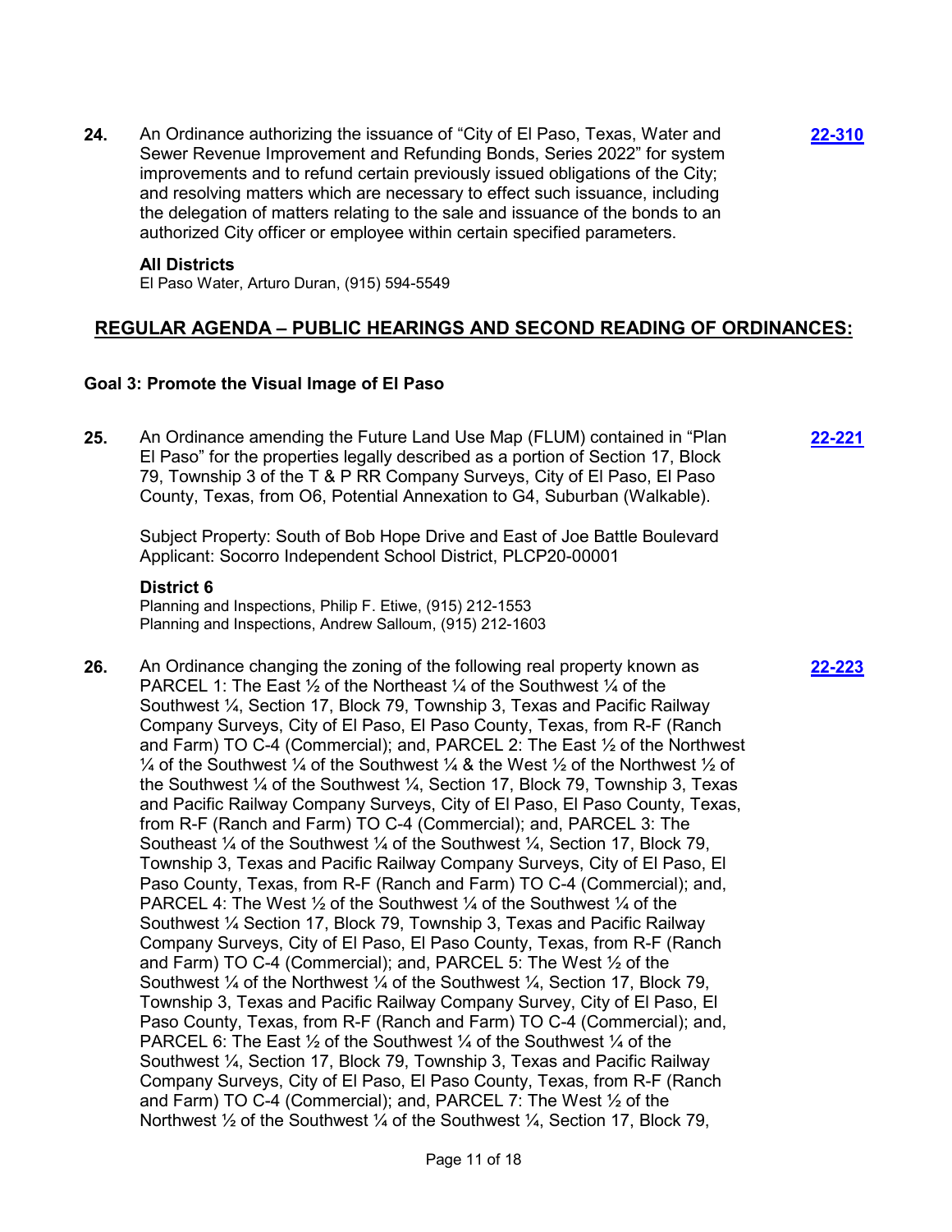**24.** An Ordinance authorizing the issuance of "City of El Paso, Texas, Water and Sewer Revenue Improvement and Refunding Bonds, Series 2022" for system improvements and to refund certain previously issued obligations of the City; and resolving matters which are necessary to effect such issuance, including the delegation of matters relating to the sale and issuance of the bonds to an authorized City officer or employee within certain specified parameters. **22-310**

**All Districts**
El Paso Water, Arturo Duran, (915) 594-5549

## REGULAR AGENDA – PUBLIC HEARINGS AND SECOND READING OF ORDINANCES:

### Goal 3: Promote the Visual Image of El Paso

**25.** An Ordinance amending the Future Land Use Map (FLUM) contained in "Plan El Paso" for the properties legally described as a portion of Section 17, Block 79, Township 3 of the T & P RR Company Surveys, City of El Paso, El Paso County, Texas, from O6, Potential Annexation to G4, Suburban (Walkable). **22-221**

Subject Property: South of Bob Hope Drive and East of Joe Battle Boulevard
Applicant: Socorro Independent School District, PLCP20-00001

**District 6**
Planning and Inspections, Philip F. Etiwe, (915) 212-1553
Planning and Inspections, Andrew Salloum, (915) 212-1603

**26.** An Ordinance changing the zoning of the following real property known as PARCEL 1: The East ½ of the Northeast ¼ of the Southwest ¼ of the Southwest ¼, Section 17, Block 79, Township 3, Texas and Pacific Railway Company Surveys, City of El Paso, El Paso County, Texas, from R-F (Ranch and Farm) TO C-4 (Commercial); and, PARCEL 2: The East ½ of the Northwest ¼ of the Southwest ¼ of the Southwest ¼ & the West ½ of the Northwest ½ of the Southwest ¼ of the Southwest ¼, Section 17, Block 79, Township 3, Texas and Pacific Railway Company Surveys, City of El Paso, El Paso County, Texas, from R-F (Ranch and Farm) TO C-4 (Commercial); and, PARCEL 3: The Southeast ¼ of the Southwest ¼ of the Southwest ¼, Section 17, Block 79, Township 3, Texas and Pacific Railway Company Surveys, City of El Paso, El Paso County, Texas, from R-F (Ranch and Farm) TO C-4 (Commercial); and, PARCEL 4: The West ½ of the Southwest ¼ of the Southwest ¼ of the Southwest ¼ Section 17, Block 79, Township 3, Texas and Pacific Railway Company Surveys, City of El Paso, El Paso County, Texas, from R-F (Ranch and Farm) TO C-4 (Commercial); and, PARCEL 5: The West ½ of the Southwest ¼ of the Northwest ¼ of the Southwest ¼, Section 17, Block 79, Township 3, Texas and Pacific Railway Company Survey, City of El Paso, El Paso County, Texas, from R-F (Ranch and Farm) TO C-4 (Commercial); and, PARCEL 6: The East ½ of the Southwest ¼ of the Southwest ¼ of the Southwest ¼, Section 17, Block 79, Township 3, Texas and Pacific Railway Company Surveys, City of El Paso, El Paso County, Texas, from R-F (Ranch and Farm) TO C-4 (Commercial); and, PARCEL 7: The West ½ of the Northwest ½ of the Southwest ¼ of the Southwest ¼, Section 17, Block 79, **22-223**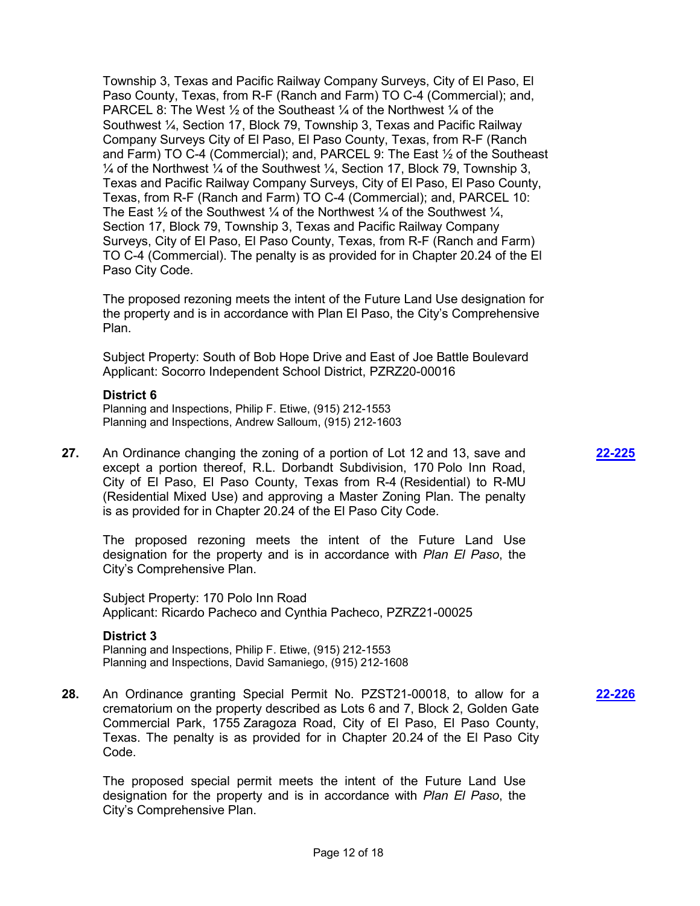Township 3, Texas and Pacific Railway Company Surveys, City of El Paso, El Paso County, Texas, from R-F (Ranch and Farm) TO C-4 (Commercial); and, PARCEL 8: The West ½ of the Southeast ¼ of the Northwest ¼ of the Southwest ¼, Section 17, Block 79, Township 3, Texas and Pacific Railway Company Surveys City of El Paso, El Paso County, Texas, from R-F (Ranch and Farm) TO C-4 (Commercial); and, PARCEL 9: The East ½ of the Southeast ¼ of the Northwest ¼ of the Southwest ¼, Section 17, Block 79, Township 3, Texas and Pacific Railway Company Surveys, City of El Paso, El Paso County, Texas, from R-F (Ranch and Farm) TO C-4 (Commercial); and, PARCEL 10: The East ½ of the Southwest ¼ of the Northwest ¼ of the Southwest ¼, Section 17, Block 79, Township 3, Texas and Pacific Railway Company Surveys, City of El Paso, El Paso County, Texas, from R-F (Ranch and Farm) TO C-4 (Commercial). The penalty is as provided for in Chapter 20.24 of the El Paso City Code.

The proposed rezoning meets the intent of the Future Land Use designation for the property and is in accordance with Plan El Paso, the City's Comprehensive Plan.

Subject Property: South of Bob Hope Drive and East of Joe Battle Boulevard
Applicant: Socorro Independent School District, PZRZ20-00016

**District 6**
Planning and Inspections, Philip F. Etiwe, (915) 212-1553
Planning and Inspections, Andrew Salloum, (915) 212-1603

**27.** An Ordinance changing the zoning of a portion of Lot 12 and 13, save and except a portion thereof, R.L. Dorbandt Subdivision, 170 Polo Inn Road, City of El Paso, El Paso County, Texas from R-4 (Residential) to R-MU (Residential Mixed Use) and approving a Master Zoning Plan. The penalty is as provided for in Chapter 20.24 of the El Paso City Code. **22-225**

The proposed rezoning meets the intent of the Future Land Use designation for the property and is in accordance with *Plan El Paso*, the City's Comprehensive Plan.

Subject Property: 170 Polo Inn Road
Applicant: Ricardo Pacheco and Cynthia Pacheco, PZRZ21-00025

**District 3**
Planning and Inspections, Philip F. Etiwe, (915) 212-1553
Planning and Inspections, David Samaniego, (915) 212-1608

**28.** An Ordinance granting Special Permit No. PZST21-00018, to allow for a crematorium on the property described as Lots 6 and 7, Block 2, Golden Gate Commercial Park, 1755 Zaragoza Road, City of El Paso, El Paso County, Texas. The penalty is as provided for in Chapter 20.24 of the El Paso City Code. **22-226**

The proposed special permit meets the intent of the Future Land Use designation for the property and is in accordance with *Plan El Paso*, the City's Comprehensive Plan.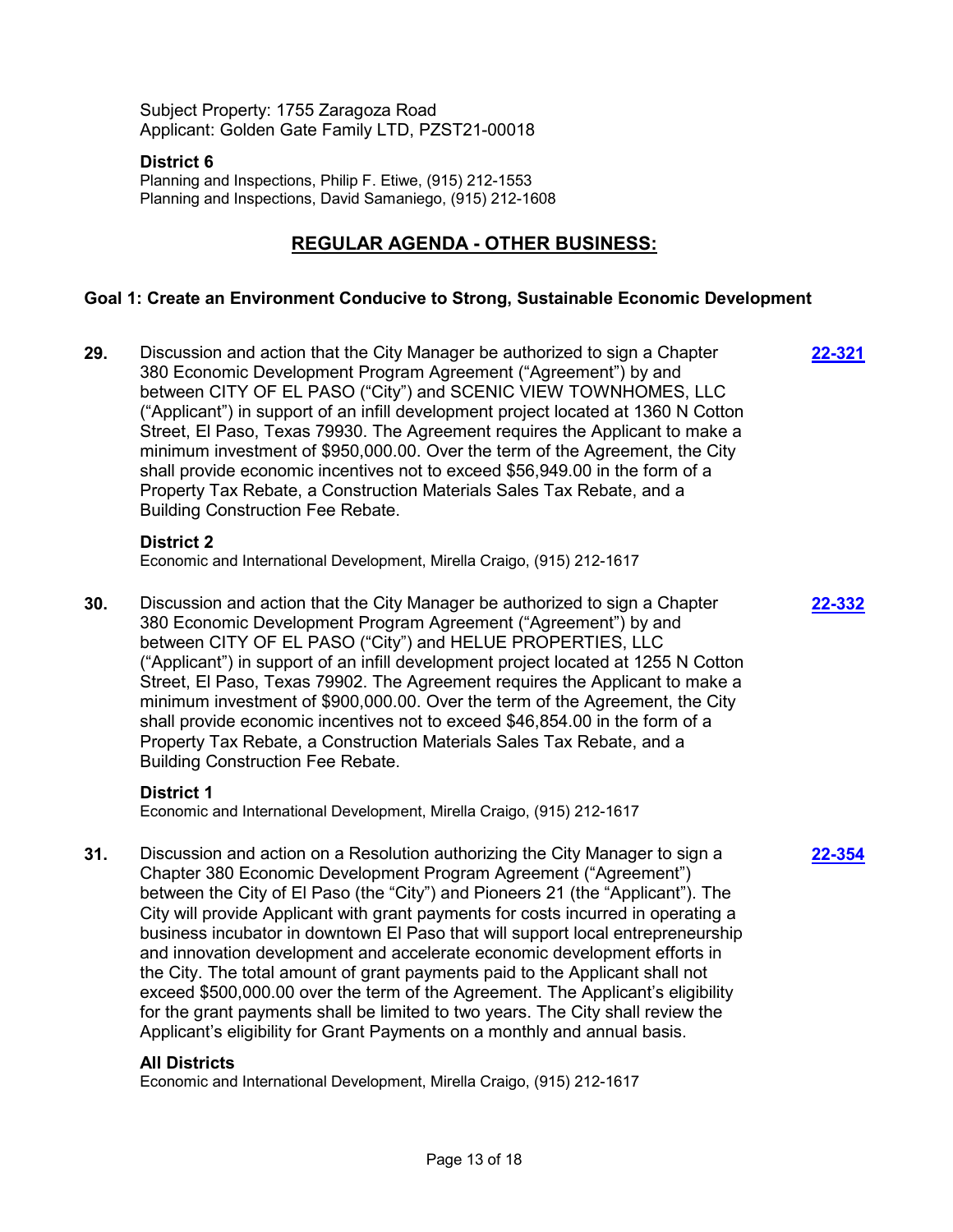Subject Property: 1755 Zaragoza Road
Applicant: Golden Gate Family LTD, PZST21-00018

**District 6**
Planning and Inspections, Philip F. Etiwe, (915) 212-1553
Planning and Inspections, David Samaniego, (915) 212-1608

## REGULAR AGENDA - OTHER BUSINESS:

### Goal 1: Create an Environment Conducive to Strong, Sustainable Economic Development

**29.** Discussion and action that the City Manager be authorized to sign a Chapter 380 Economic Development Program Agreement ("Agreement") by and between CITY OF EL PASO ("City") and SCENIC VIEW TOWNHOMES, LLC ("Applicant") in support of an infill development project located at 1360 N Cotton Street, El Paso, Texas 79930. The Agreement requires the Applicant to make a minimum investment of $950,000.00. Over the term of the Agreement, the City shall provide economic incentives not to exceed $56,949.00 in the form of a Property Tax Rebate, a Construction Materials Sales Tax Rebate, and a Building Construction Fee Rebate. **22-321**

**District 2**
Economic and International Development, Mirella Craigo, (915) 212-1617

**30.** Discussion and action that the City Manager be authorized to sign a Chapter 380 Economic Development Program Agreement ("Agreement") by and between CITY OF EL PASO ("City") and HELUE PROPERTIES, LLC ("Applicant") in support of an infill development project located at 1255 N Cotton Street, El Paso, Texas 79902. The Agreement requires the Applicant to make a minimum investment of $900,000.00. Over the term of the Agreement, the City shall provide economic incentives not to exceed $46,854.00 in the form of a Property Tax Rebate, a Construction Materials Sales Tax Rebate, and a Building Construction Fee Rebate. **22-332**

**District 1**
Economic and International Development, Mirella Craigo, (915) 212-1617

**31.** Discussion and action on a Resolution authorizing the City Manager to sign a Chapter 380 Economic Development Program Agreement ("Agreement") between the City of El Paso (the "City") and Pioneers 21 (the "Applicant"). The City will provide Applicant with grant payments for costs incurred in operating a business incubator in downtown El Paso that will support local entrepreneurship and innovation development and accelerate economic development efforts in the City. The total amount of grant payments paid to the Applicant shall not exceed $500,000.00 over the term of the Agreement. The Applicant's eligibility for the grant payments shall be limited to two years. The City shall review the Applicant's eligibility for Grant Payments on a monthly and annual basis. **22-354**

**All Districts**
Economic and International Development, Mirella Craigo, (915) 212-1617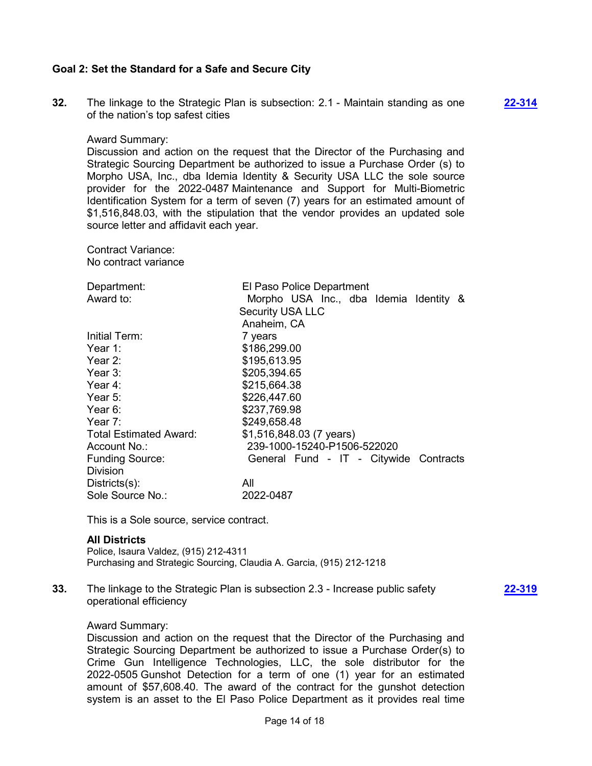**Goal 2: Set the Standard for a Safe and Secure City**

**32.** The linkage to the Strategic Plan is subsection: 2.1 - Maintain standing as one of the nation's top safest cities **22-314**

Award Summary:
Discussion and action on the request that the Director of the Purchasing and Strategic Sourcing Department be authorized to issue a Purchase Order (s) to Morpho USA, Inc., dba Idemia Identity & Security USA LLC the sole source provider for the 2022-0487 Maintenance and Support for Multi-Biometric Identification System for a term of seven (7) years for an estimated amount of $1,516,848.03, with the stipulation that the vendor provides an updated sole source letter and affidavit each year.

Contract Variance:
No contract variance

| | |
|---|---|
| Department: | El Paso Police Department |
| Award to: | Morpho USA Inc., dba Idemia Identity & Security USA LLC<br>Anaheim, CA |
| Initial Term: | 7 years |
| Year 1: | $186,299.00 |
| Year 2: | $195,613.95 |
| Year 3: | $205,394.65 |
| Year 4: | $215,664.38 |
| Year 5: | $226,447.60 |
| Year 6: | $237,769.98 |
| Year 7: | $249,658.48 |
| Total Estimated Award: | $1,516,848.03 (7 years) |
| Account No.: | 239-1000-15240-P1506-522020 |
| Funding Source: | General Fund - IT - Citywide Contracts Division |
| Districts(s): | All |
| Sole Source No.: | 2022-0487 |

This is a Sole source, service contract.

**All Districts**
Police, Isaura Valdez, (915) 212-4311
Purchasing and Strategic Sourcing, Claudia A. Garcia, (915) 212-1218

**33.** The linkage to the Strategic Plan is subsection 2.3 - Increase public safety operational efficiency **22-319**

Award Summary:
Discussion and action on the request that the Director of the Purchasing and Strategic Sourcing Department be authorized to issue a Purchase Order(s) to Crime Gun Intelligence Technologies, LLC, the sole distributor for the 2022-0505 Gunshot Detection for a term of one (1) year for an estimated amount of $57,608.40. The award of the contract for the gunshot detection system is an asset to the El Paso Police Department as it provides real time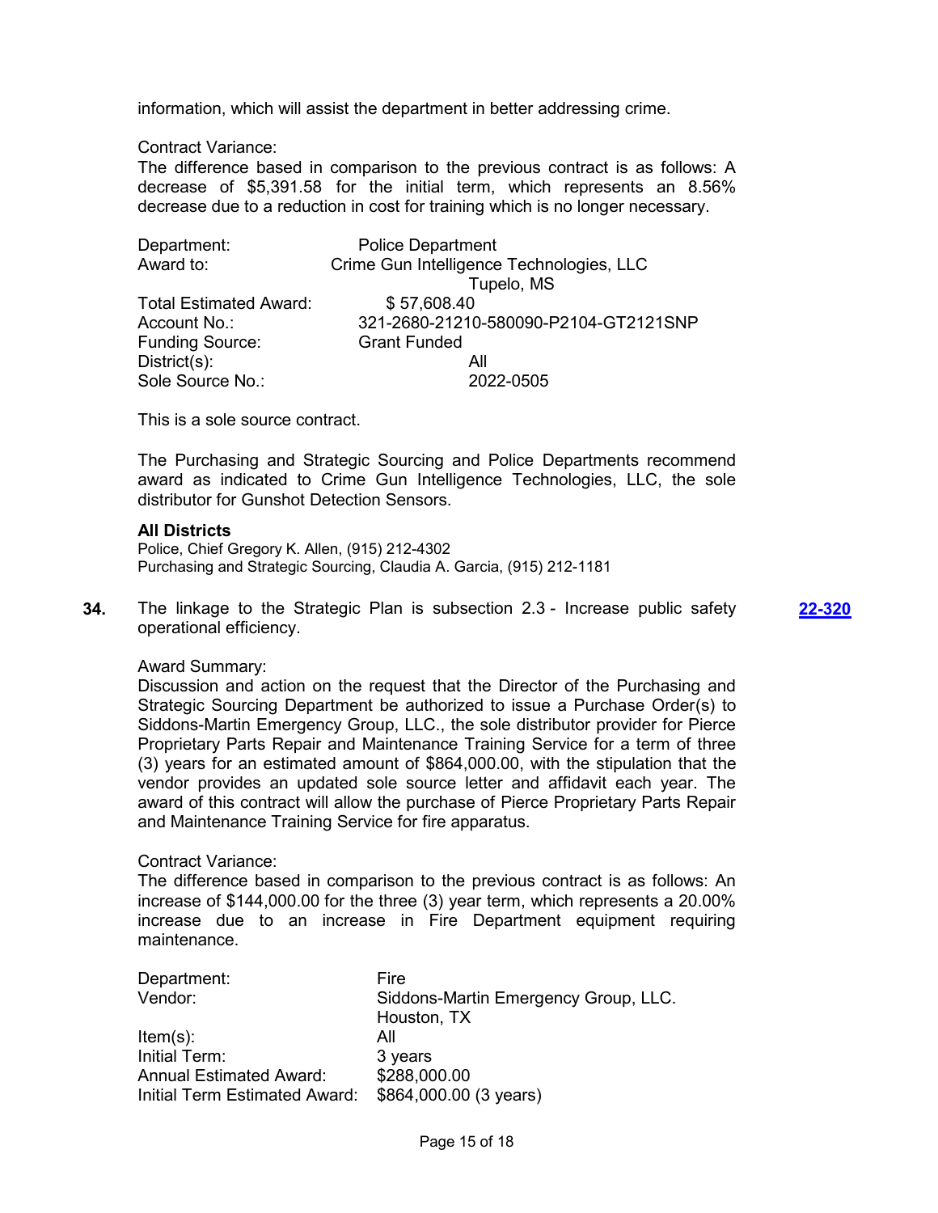information, which will assist the department in better addressing crime.

Contract Variance:
The difference based in comparison to the previous contract is as follows: A decrease of $5,391.58 for the initial term, which represents an 8.56% decrease due to a reduction in cost for training which is no longer necessary.

| | |
|---|---|
| Department: | Police Department |
| Award to: | Crime Gun Intelligence Technologies, LLC<br>Tupelo, MS |
| Total Estimated Award: | $ 57,608.40 |
| Account No.: | 321-2680-21210-580090-P2104-GT2121SNP |
| Funding Source: | Grant Funded |
| District(s): | All |
| Sole Source No.: | 2022-0505 |

This is a sole source contract.

The Purchasing and Strategic Sourcing and Police Departments recommend award as indicated to Crime Gun Intelligence Technologies, LLC, the sole distributor for Gunshot Detection Sensors.

**All Districts**
Police, Chief Gregory K. Allen, (915) 212-4302
Purchasing and Strategic Sourcing, Claudia A. Garcia, (915) 212-1181

**34.** The linkage to the Strategic Plan is subsection 2.3 - Increase public safety operational efficiency. **22-320**

Award Summary:
Discussion and action on the request that the Director of the Purchasing and Strategic Sourcing Department be authorized to issue a Purchase Order(s) to Siddons-Martin Emergency Group, LLC., the sole distributor provider for Pierce Proprietary Parts Repair and Maintenance Training Service for a term of three (3) years for an estimated amount of $864,000.00, with the stipulation that the vendor provides an updated sole source letter and affidavit each year. The award of this contract will allow the purchase of Pierce Proprietary Parts Repair and Maintenance Training Service for fire apparatus.

Contract Variance:
The difference based in comparison to the previous contract is as follows: An increase of $144,000.00 for the three (3) year term, which represents a 20.00% increase due to an increase in Fire Department equipment requiring maintenance.

| | |
|---|---|
| Department: | Fire |
| Vendor: | Siddons-Martin Emergency Group, LLC.<br>Houston, TX |
| Item(s): | All |
| Initial Term: | 3 years |
| Annual Estimated Award: | $288,000.00 |
| Initial Term Estimated Award: | $864,000.00 (3 years) |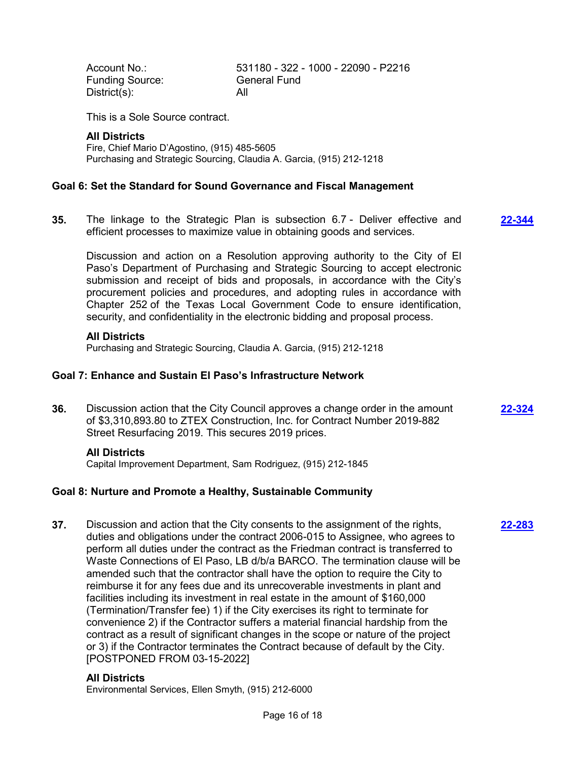Account No.: 531180 - 322 - 1000 - 22090 - P2216
Funding Source: General Fund
District(s): All

This is a Sole Source contract.

**All Districts**
Fire, Chief Mario D'Agostino, (915) 485-5605
Purchasing and Strategic Sourcing, Claudia A. Garcia, (915) 212-1218

### Goal 6: Set the Standard for Sound Governance and Fiscal Management

**35.** The linkage to the Strategic Plan is subsection 6.7 - Deliver effective and efficient processes to maximize value in obtaining goods and services. **22-344**

Discussion and action on a Resolution approving authority to the City of El Paso's Department of Purchasing and Strategic Sourcing to accept electronic submission and receipt of bids and proposals, in accordance with the City's procurement policies and procedures, and adopting rules in accordance with Chapter 252 of the Texas Local Government Code to ensure identification, security, and confidentiality in the electronic bidding and proposal process.

**All Districts**
Purchasing and Strategic Sourcing, Claudia A. Garcia, (915) 212-1218

### Goal 7: Enhance and Sustain El Paso's Infrastructure Network

**36.** Discussion action that the City Council approves a change order in the amount of $3,310,893.80 to ZTEX Construction, Inc. for Contract Number 2019-882 Street Resurfacing 2019. This secures 2019 prices. **22-324**

**All Districts**
Capital Improvement Department, Sam Rodriguez, (915) 212-1845

### Goal 8: Nurture and Promote a Healthy, Sustainable Community

**37.** Discussion and action that the City consents to the assignment of the rights, duties and obligations under the contract 2006-015 to Assignee, who agrees to perform all duties under the contract as the Friedman contract is transferred to Waste Connections of El Paso, LB d/b/a BARCO. The termination clause will be amended such that the contractor shall have the option to require the City to reimburse it for any fees due and its unrecoverable investments in plant and facilities including its investment in real estate in the amount of $160,000 (Termination/Transfer fee) 1) if the City exercises its right to terminate for convenience 2) if the Contractor suffers a material financial hardship from the contract as a result of significant changes in the scope or nature of the project or 3) if the Contractor terminates the Contract because of default by the City. [POSTPONED FROM 03-15-2022] **22-283**

**All Districts**
Environmental Services, Ellen Smyth, (915) 212-6000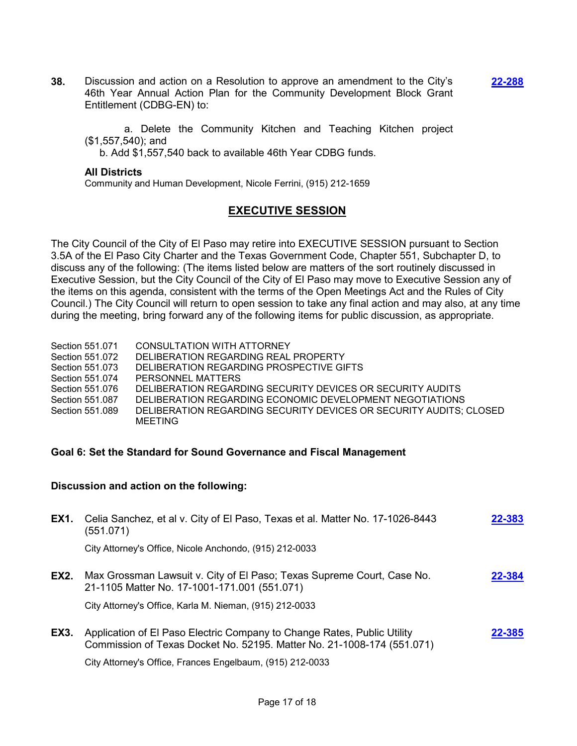**38.** Discussion and action on a Resolution to approve an amendment to the City's 46th Year Annual Action Plan for the Community Development Block Grant Entitlement (CDBG-EN) to: **22-288**

a. Delete the Community Kitchen and Teaching Kitchen project ($1,557,540); and
b. Add $1,557,540 back to available 46th Year CDBG funds.

**All Districts**
Community and Human Development, Nicole Ferrini, (915) 212-1659

## EXECUTIVE SESSION

The City Council of the City of El Paso may retire into EXECUTIVE SESSION pursuant to Section 3.5A of the El Paso City Charter and the Texas Government Code, Chapter 551, Subchapter D, to discuss any of the following: (The items listed below are matters of the sort routinely discussed in Executive Session, but the City Council of the City of El Paso may move to Executive Session any of the items on this agenda, consistent with the terms of the Open Meetings Act and the Rules of City Council.) The City Council will return to open session to take any final action and may also, at any time during the meeting, bring forward any of the following items for public discussion, as appropriate.

| | |
|---|---|
| Section 551.071 | CONSULTATION WITH ATTORNEY |
| Section 551.072 | DELIBERATION REGARDING REAL PROPERTY |
| Section 551.073 | DELIBERATION REGARDING PROSPECTIVE GIFTS |
| Section 551.074 | PERSONNEL MATTERS |
| Section 551.076 | DELIBERATION REGARDING SECURITY DEVICES OR SECURITY AUDITS |
| Section 551.087 | DELIBERATION REGARDING ECONOMIC DEVELOPMENT NEGOTIATIONS |
| Section 551.089 | DELIBERATION REGARDING SECURITY DEVICES OR SECURITY AUDITS; CLOSED MEETING |

### Goal 6: Set the Standard for Sound Governance and Fiscal Management

**Discussion and action on the following:**

**EX1.** Celia Sanchez, et al v. City of El Paso, Texas et al. Matter No. 17-1026-8443 (551.071) **22-383**

City Attorney's Office, Nicole Anchondo, (915) 212-0033

**EX2.** Max Grossman Lawsuit v. City of El Paso; Texas Supreme Court, Case No. 21-1105 Matter No. 17-1001-171.001 (551.071) **22-384**

City Attorney's Office, Karla M. Nieman, (915) 212-0033

**EX3.** Application of El Paso Electric Company to Change Rates, Public Utility Commission of Texas Docket No. 52195. Matter No. 21-1008-174 (551.071) **22-385**

City Attorney's Office, Frances Engelbaum, (915) 212-0033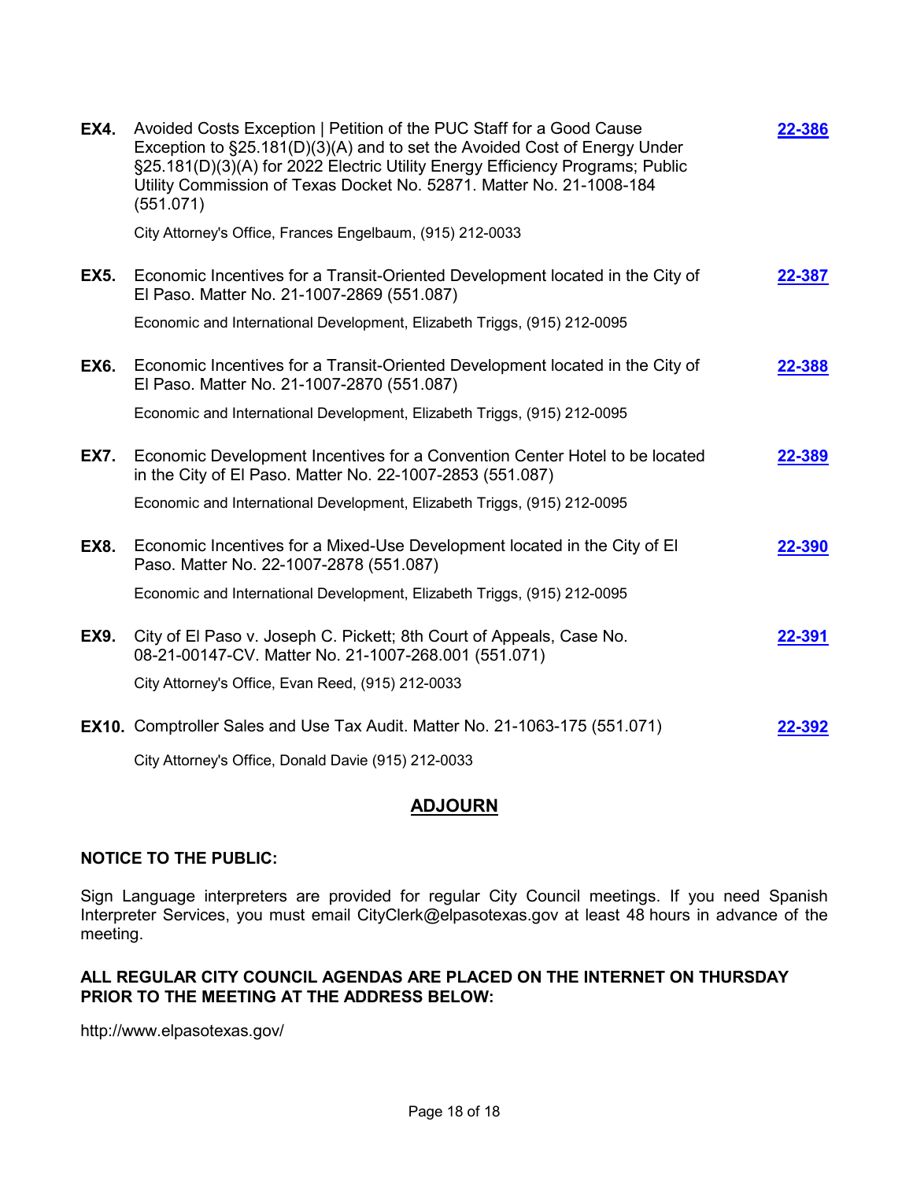**EX4.** Avoided Costs Exception | Petition of the PUC Staff for a Good Cause Exception to §25.181(D)(3)(A) and to set the Avoided Cost of Energy Under §25.181(D)(3)(A) for 2022 Electric Utility Energy Efficiency Programs; Public Utility Commission of Texas Docket No. 52871. Matter No. 21-1008-184 (551.071) **22-386**

City Attorney's Office, Frances Engelbaum, (915) 212-0033

**EX5.** Economic Incentives for a Transit-Oriented Development located in the City of El Paso. Matter No. 21-1007-2869 (551.087) **22-387**

Economic and International Development, Elizabeth Triggs, (915) 212-0095

**EX6.** Economic Incentives for a Transit-Oriented Development located in the City of El Paso. Matter No. 21-1007-2870 (551.087) **22-388**

Economic and International Development, Elizabeth Triggs, (915) 212-0095

**EX7.** Economic Development Incentives for a Convention Center Hotel to be located in the City of El Paso. Matter No. 22-1007-2853 (551.087) **22-389**

Economic and International Development, Elizabeth Triggs, (915) 212-0095

**EX8.** Economic Incentives for a Mixed-Use Development located in the City of El Paso. Matter No. 22-1007-2878 (551.087) **22-390**

Economic and International Development, Elizabeth Triggs, (915) 212-0095

**EX9.** City of El Paso v. Joseph C. Pickett; 8th Court of Appeals, Case No. 08-21-00147-CV. Matter No. 21-1007-268.001 (551.071) **22-391**

City Attorney's Office, Evan Reed, (915) 212-0033

**EX10.** Comptroller Sales and Use Tax Audit. Matter No. 21-1063-175 (551.071) **22-392**

City Attorney's Office, Donald Davie (915) 212-0033

## ADJOURN

**NOTICE TO THE PUBLIC:**

Sign Language interpreters are provided for regular City Council meetings. If you need Spanish Interpreter Services, you must email CityClerk@elpasotexas.gov at least 48 hours in advance of the meeting.

**ALL REGULAR CITY COUNCIL AGENDAS ARE PLACED ON THE INTERNET ON THURSDAY PRIOR TO THE MEETING AT THE ADDRESS BELOW:**

http://www.elpasotexas.gov/